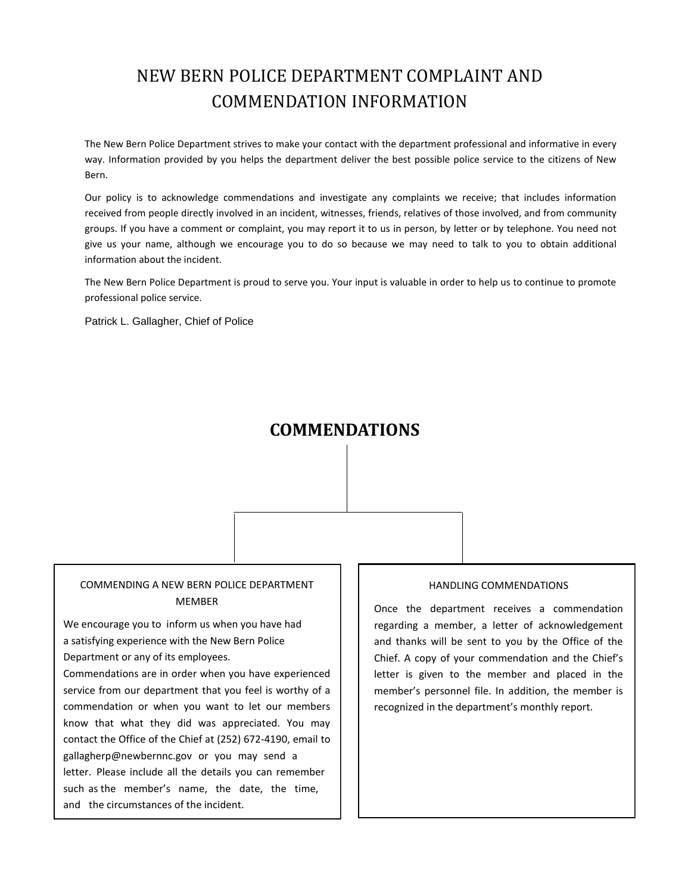# NEW BERN POLICE DEPARTMENT COMPLAINT AND COMMENDATION INFORMATION

The New Bern Police Department strives to make your contact with the department professional and informative in every way. Information provided by you helps the department deliver the best possible police service to the citizens of New Bern.

Our policy is to acknowledge commendations and investigate any complaints we receive; that includes information received from people directly involved in an incident, witnesses, friends, relatives of those involved, and from community groups. If you have a comment or complaint, you may report it to us in person, by letter or by telephone. You need not give us your name, although we encourage you to do so because we may need to talk to you to obtain additional information about the incident.

The New Bern Police Department is proud to serve you. Your input is valuable in order to help us to continue to promote professional police service.

Patrick L. Gallagher, Chief of Police

## COMMENDATIONS

### COMMENDING A NEW BERN POLICE DEPARTMENT MEMBER

We encourage you to inform us when you have had a satisfying experience with the New Bern Police Department or any of its employees.

Commendations are in order when you have experienced service from our department that you feel is worthy of a commendation or when you want to let our members know that what they did was appreciated. You may contact the Office of the Chief at (252) 672-4190, email to gallagherp@newbernnc.gov or you may send a letter. Please include all the details you can remember such as the member's name, the date, the time, and the circumstances of the incident.

### HANDLING COMMENDATIONS

Once the department receives a commendation regarding a member, a letter of acknowledgement and thanks will be sent to you by the Office of the Chief. A copy of your commendation and the Chief's letter is given to the member and placed in the member's personnel file. In addition, the member is recognized in the department's monthly report.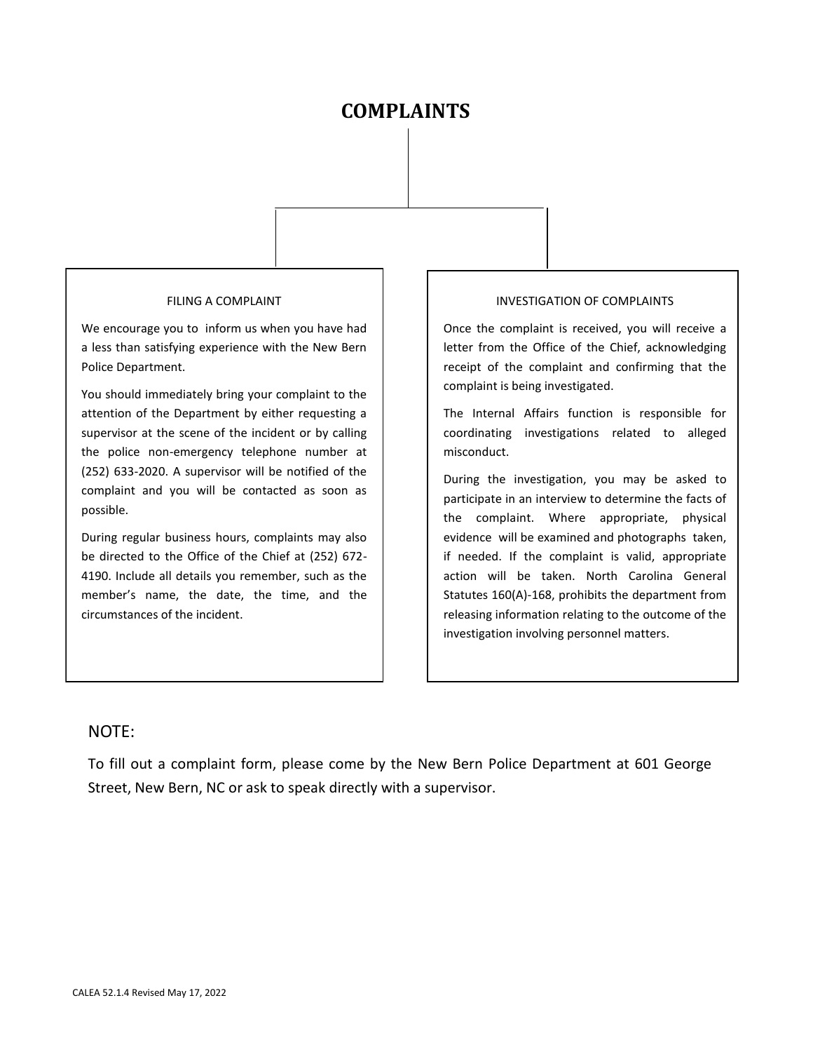# COMPLAINTS

### FILING A COMPLAINT

We encourage you to inform us when you have had a less than satisfying experience with the New Bern Police Department.

You should immediately bring your complaint to the attention of the Department by either requesting a supervisor at the scene of the incident or by calling the police non-emergency telephone number at (252) 633-2020. A supervisor will be notified of the complaint and you will be contacted as soon as possible.

During regular business hours, complaints may also be directed to the Office of the Chief at (252) 672-4190. Include all details you remember, such as the member's name, the date, the time, and the circumstances of the incident.

### INVESTIGATION OF COMPLAINTS

Once the complaint is received, you will receive a letter from the Office of the Chief, acknowledging receipt of the complaint and confirming that the complaint is being investigated.

The Internal Affairs function is responsible for coordinating investigations related to alleged misconduct.

During the investigation, you may be asked to participate in an interview to determine the facts of the complaint. Where appropriate, physical evidence will be examined and photographs taken, if needed. If the complaint is valid, appropriate action will be taken. North Carolina General Statutes 160(A)-168, prohibits the department from releasing information relating to the outcome of the investigation involving personnel matters.

NOTE:

To fill out a complaint form, please come by the New Bern Police Department at 601 George Street, New Bern, NC or ask to speak directly with a supervisor.

CALEA 52.1.4 Revised May 17, 2022